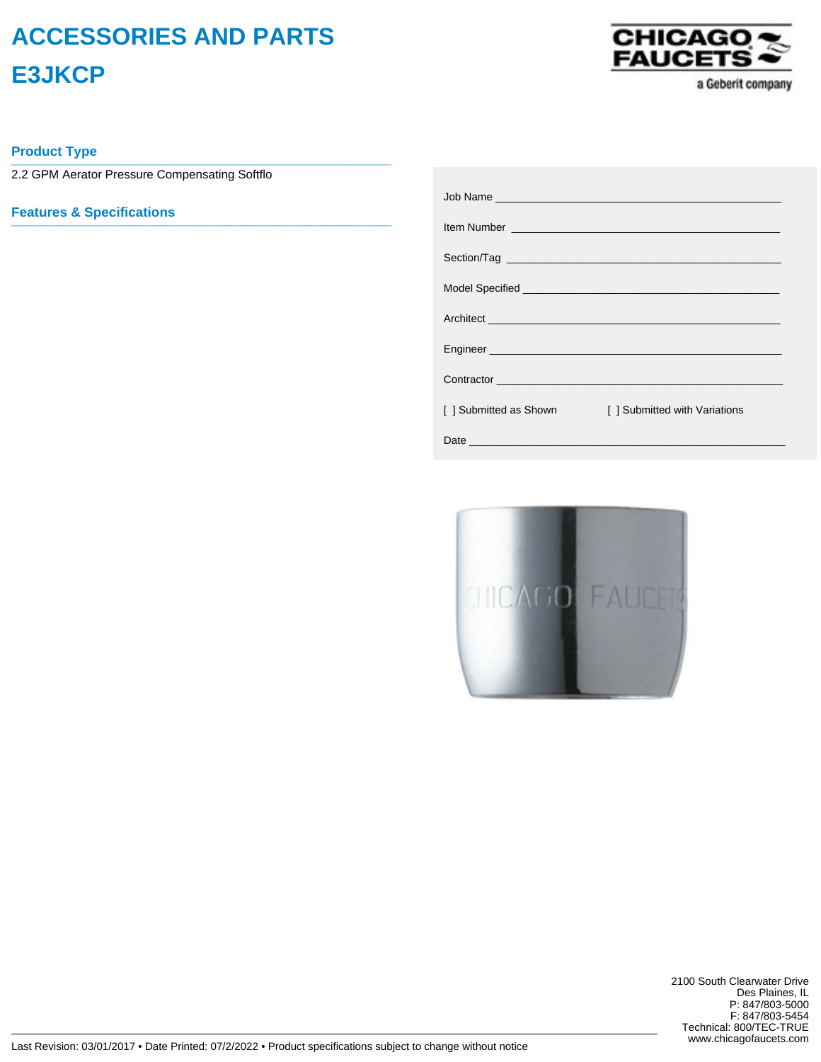# ACCESSORIES AND PARTS

# E3JKCP

## Product Type

2.2 GPM Aerator Pressure Compensating Softflo

## Features & Specifications

Job Name ____________________________________________

Item Number __________________________________________

Section/Tag ___________________________________________

Model Specified _______________________________________

Architect _____________________________________________

Engineer _____________________________________________

Contractor ____________________________________________

[ ] Submitted as Shown [ ] Submitted with Variations

Date _________________________________________________

2100 South Clearwater Drive
Des Plaines, IL
P: 847/803-5000
F: 847/803-5454
Technical: 800/TEC-TRUE
www.chicagofaucets.com

Last Revision: 03/01/2017 • Date Printed: 07/2/2022 • Product specifications subject to change without notice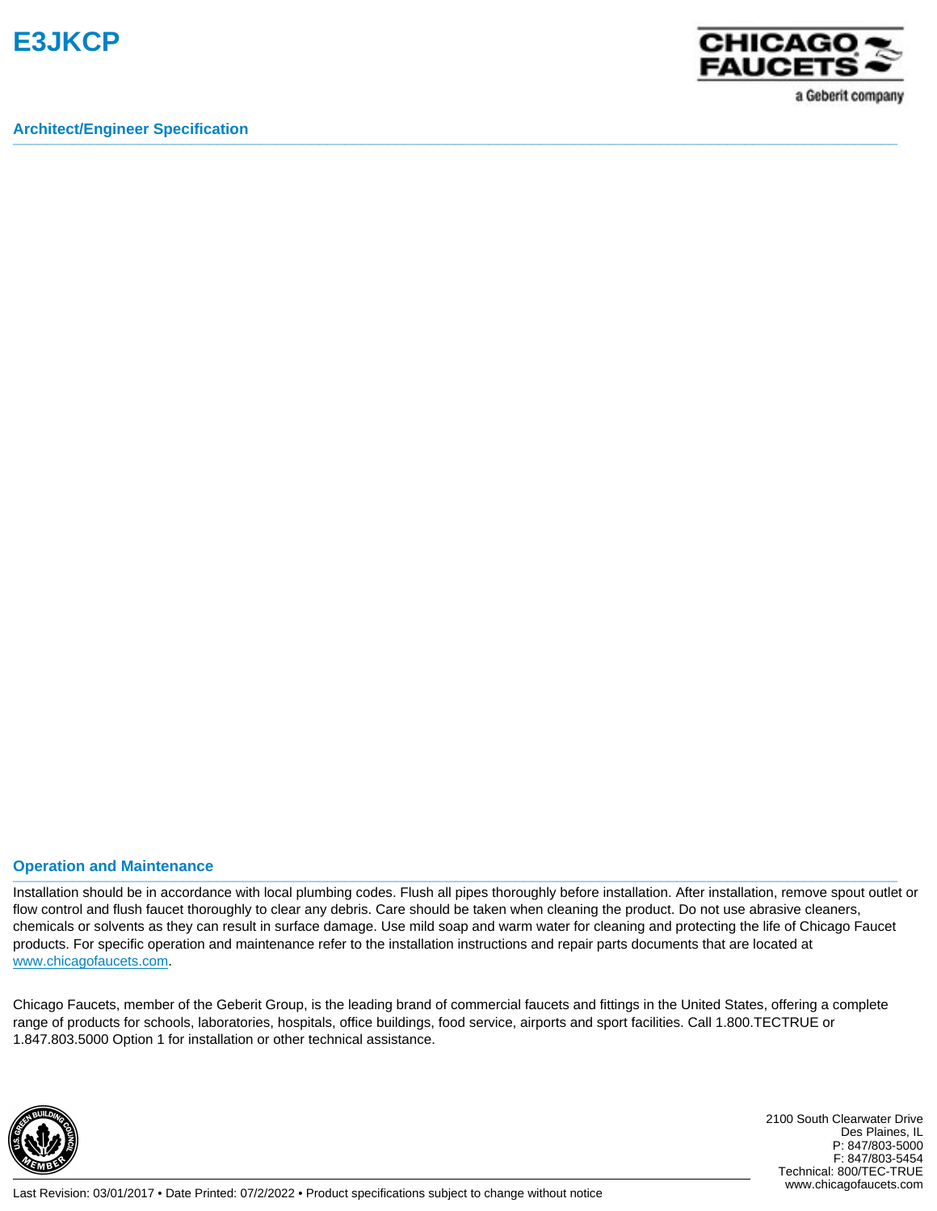# E3JKCP

## Architect/Engineer Specification

## Operation and Maintenance

Installation should be in accordance with local plumbing codes. Flush all pipes thoroughly before installation. After installation, remove spout outlet or flow control and flush faucet thoroughly to clear any debris. Care should be taken when cleaning the product. Do not use abrasive cleaners, chemicals or solvents as they can result in surface damage. Use mild soap and warm water for cleaning and protecting the life of Chicago Faucet products. For specific operation and maintenance refer to the installation instructions and repair parts documents that are located at www.chicagofaucets.com.

Chicago Faucets, member of the Geberit Group, is the leading brand of commercial faucets and fittings in the United States, offering a complete range of products for schools, laboratories, hospitals, office buildings, food service, airports and sport facilities. Call 1.800.TECTRUE or 1.847.803.5000 Option 1 for installation or other technical assistance.

2100 South Clearwater Drive
Des Plaines, IL
P: 847/803-5000
F: 847/803-5454
Technical: 800/TEC-TRUE
www.chicagofaucets.com

Last Revision: 03/01/2017 • Date Printed: 07/2/2022 • Product specifications subject to change without notice